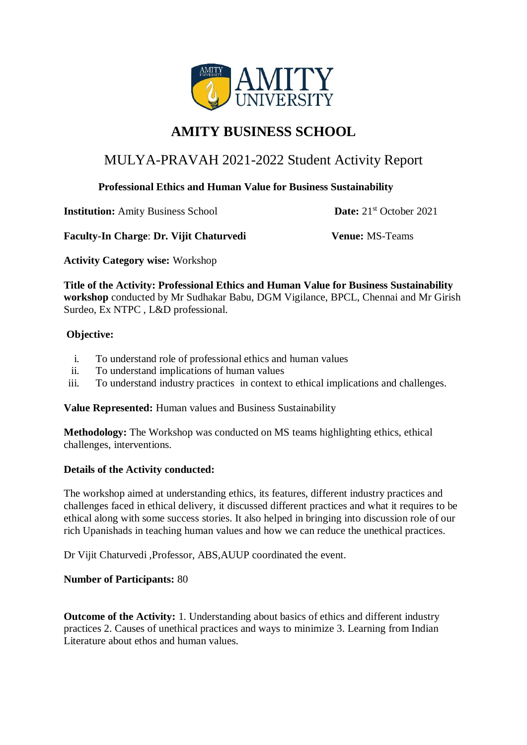# AMITY BUSINESS SCHOOL

## MULYA-PRAVAH 2021-2022 Student Activity Report

**Professional Ethics and Human Value for Business Sustainability**

**Institution:** Amity Business School **Date:** 21st October 2021

**Faculty-In Charge**: **Dr. Vijit Chaturvedi** **Venue:** MS-Teams

**Activity Category wise:** Workshop

**Title of the Activity: Professional Ethics and Human Value for Business Sustainability workshop** conducted by Mr Sudhakar Babu, DGM Vigilance, BPCL, Chennai and Mr Girish Surdeo, Ex NTPC , L&D professional.

**Objective:**

i. To understand role of professional ethics and human values
ii. To understand implications of human values
iii. To understand industry practices in context to ethical implications and challenges.

**Value Represented:** Human values and Business Sustainability

**Methodology:** The Workshop was conducted on MS teams highlighting ethics, ethical challenges, interventions.

**Details of the Activity conducted:**

The workshop aimed at understanding ethics, its features, different industry practices and challenges faced in ethical delivery, it discussed different practices and what it requires to be ethical along with some success stories. It also helped in bringing into discussion role of our rich Upanishads in teaching human values and how we can reduce the unethical practices.

Dr Vijit Chaturvedi ,Professor, ABS,AUUP coordinated the event.

**Number of Participants:** 80

**Outcome of the Activity:** 1. Understanding about basics of ethics and different industry practices 2. Causes of unethical practices and ways to minimize 3. Learning from Indian Literature about ethos and human values.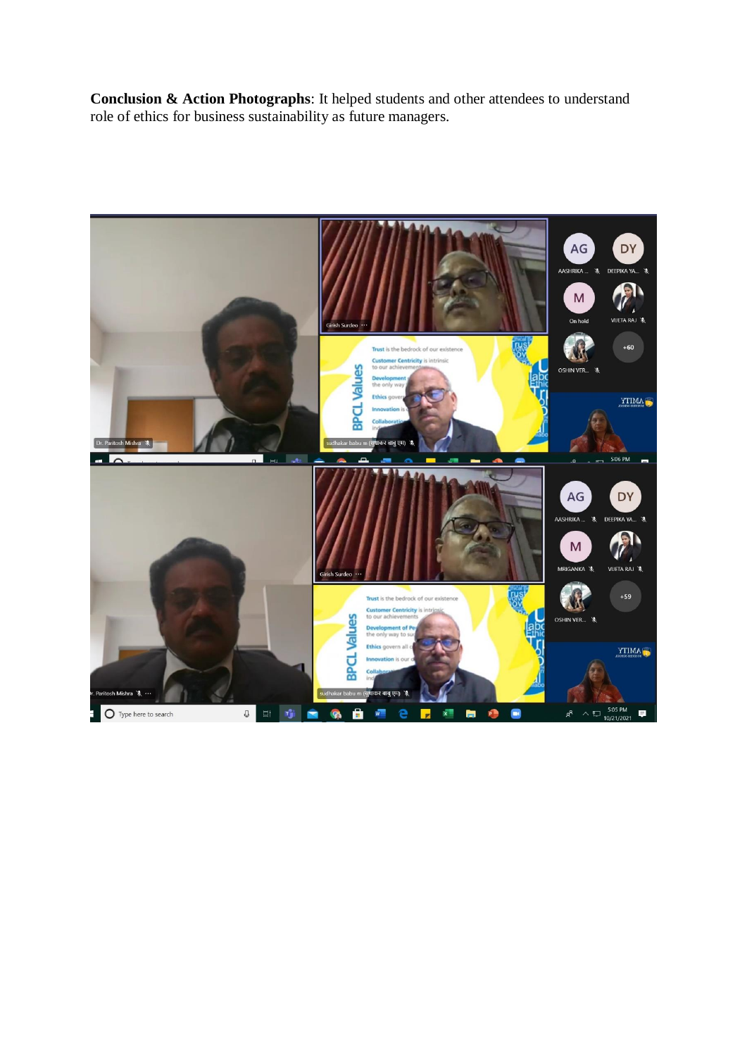**Conclusion & Action Photographs**: It helped students and other attendees to understand role of ethics for business sustainability as future managers.